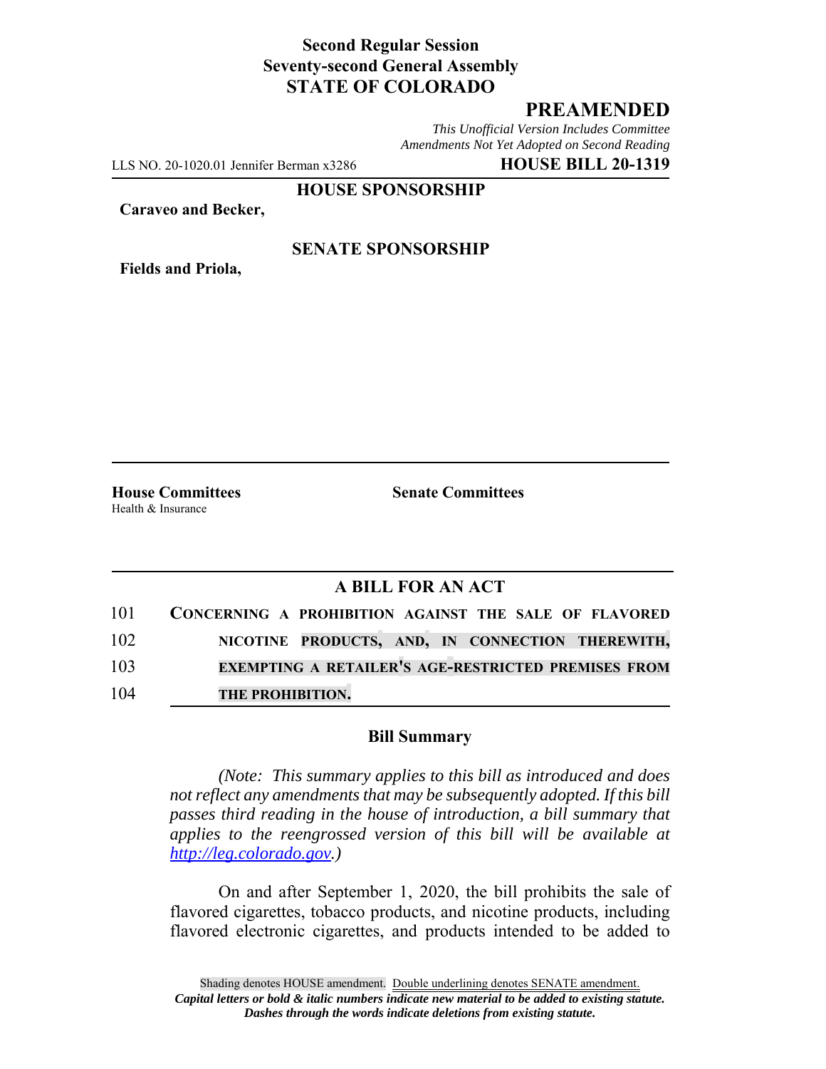**Second Regular Session**
**Seventy-second General Assembly**
**STATE OF COLORADO**

# PREAMENDED

*This Unofficial Version Includes Committee Amendments Not Yet Adopted on Second Reading*

LLS NO. 20-1020.01 Jennifer Berman x3286 **HOUSE BILL 20-1319**

**HOUSE SPONSORSHIP**

**Caraveo and Becker,**

**SENATE SPONSORSHIP**

**Fields and Priola,**

**House Committees**
Health & Insurance

**Senate Committees**

## A BILL FOR AN ACT

101 **CONCERNING A PROHIBITION AGAINST THE SALE OF FLAVORED**
102 **NICOTINE PRODUCTS, AND, IN CONNECTION THEREWITH,**
103 **EXEMPTING A RETAILER'S AGE-RESTRICTED PREMISES FROM**
104 **THE PROHIBITION.**

### Bill Summary

*(Note: This summary applies to this bill as introduced and does not reflect any amendments that may be subsequently adopted. If this bill passes third reading in the house of introduction, a bill summary that applies to the reengrossed version of this bill will be available at http://leg.colorado.gov.)*

On and after September 1, 2020, the bill prohibits the sale of flavored cigarettes, tobacco products, and nicotine products, including flavored electronic cigarettes, and products intended to be added to

Shading denotes HOUSE amendment. Double underlining denotes SENATE amendment.
*Capital letters or bold & italic numbers indicate new material to be added to existing statute.*
*Dashes through the words indicate deletions from existing statute.*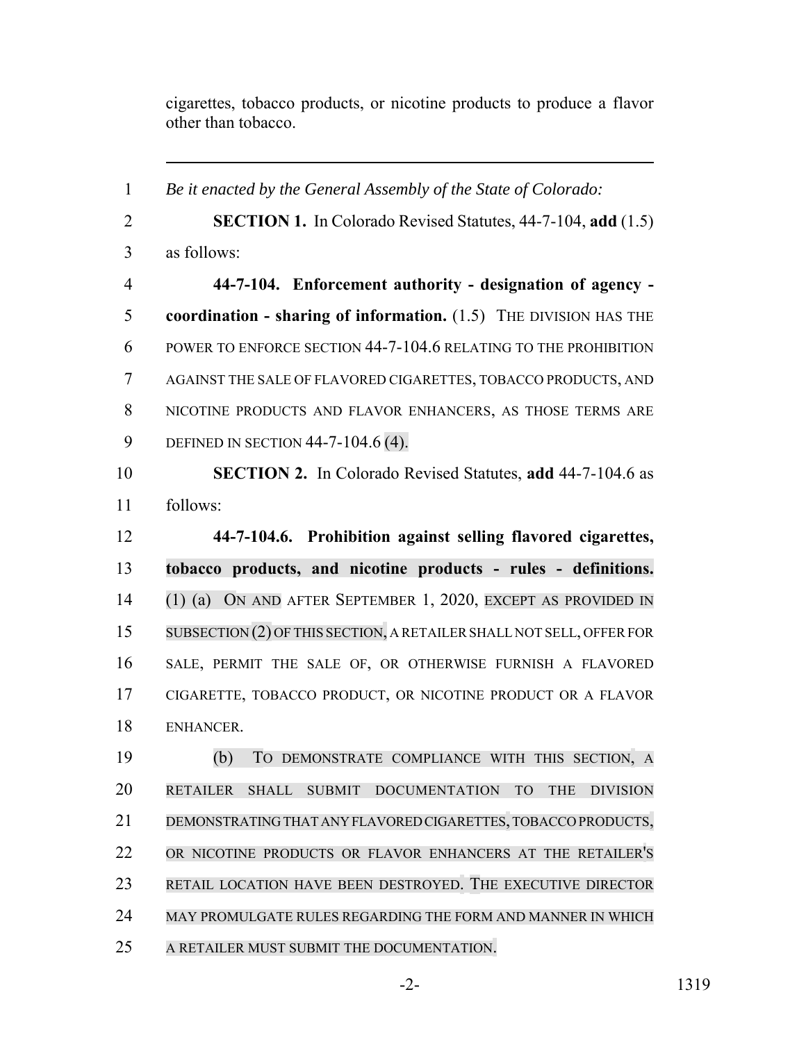cigarettes, tobacco products, or nicotine products to produce a flavor other than tobacco.

---

1 *Be it enacted by the General Assembly of the State of Colorado:*

2 **SECTION 1.** In Colorado Revised Statutes, 44-7-104, **add** (1.5)
3 as follows:

4 **44-7-104. Enforcement authority - designation of agency -**
5 **coordination - sharing of information.** (1.5) THE DIVISION HAS THE
6 POWER TO ENFORCE SECTION 44-7-104.6 RELATING TO THE PROHIBITION
7 AGAINST THE SALE OF FLAVORED CIGARETTES, TOBACCO PRODUCTS, AND
8 NICOTINE PRODUCTS AND FLAVOR ENHANCERS, AS THOSE TERMS ARE
9 DEFINED IN SECTION 44-7-104.6 (4).

10 **SECTION 2.** In Colorado Revised Statutes, **add** 44-7-104.6 as
11 follows:

12 **44-7-104.6. Prohibition against selling flavored cigarettes,**
13 **tobacco products, and nicotine products - rules - definitions.**
14 (1) (a) ON AND AFTER SEPTEMBER 1, 2020, EXCEPT AS PROVIDED IN
15 SUBSECTION (2) OF THIS SECTION, A RETAILER SHALL NOT SELL, OFFER FOR
16 SALE, PERMIT THE SALE OF, OR OTHERWISE FURNISH A FLAVORED
17 CIGARETTE, TOBACCO PRODUCT, OR NICOTINE PRODUCT OR A FLAVOR
18 ENHANCER.

19 (b) TO DEMONSTRATE COMPLIANCE WITH THIS SECTION, A
20 RETAILER SHALL SUBMIT DOCUMENTATION TO THE DIVISION
21 DEMONSTRATING THAT ANY FLAVORED CIGARETTES, TOBACCO PRODUCTS,
22 OR NICOTINE PRODUCTS OR FLAVOR ENHANCERS AT THE RETAILER'S
23 RETAIL LOCATION HAVE BEEN DESTROYED. THE EXECUTIVE DIRECTOR
24 MAY PROMULGATE RULES REGARDING THE FORM AND MANNER IN WHICH
25 A RETAILER MUST SUBMIT THE DOCUMENTATION.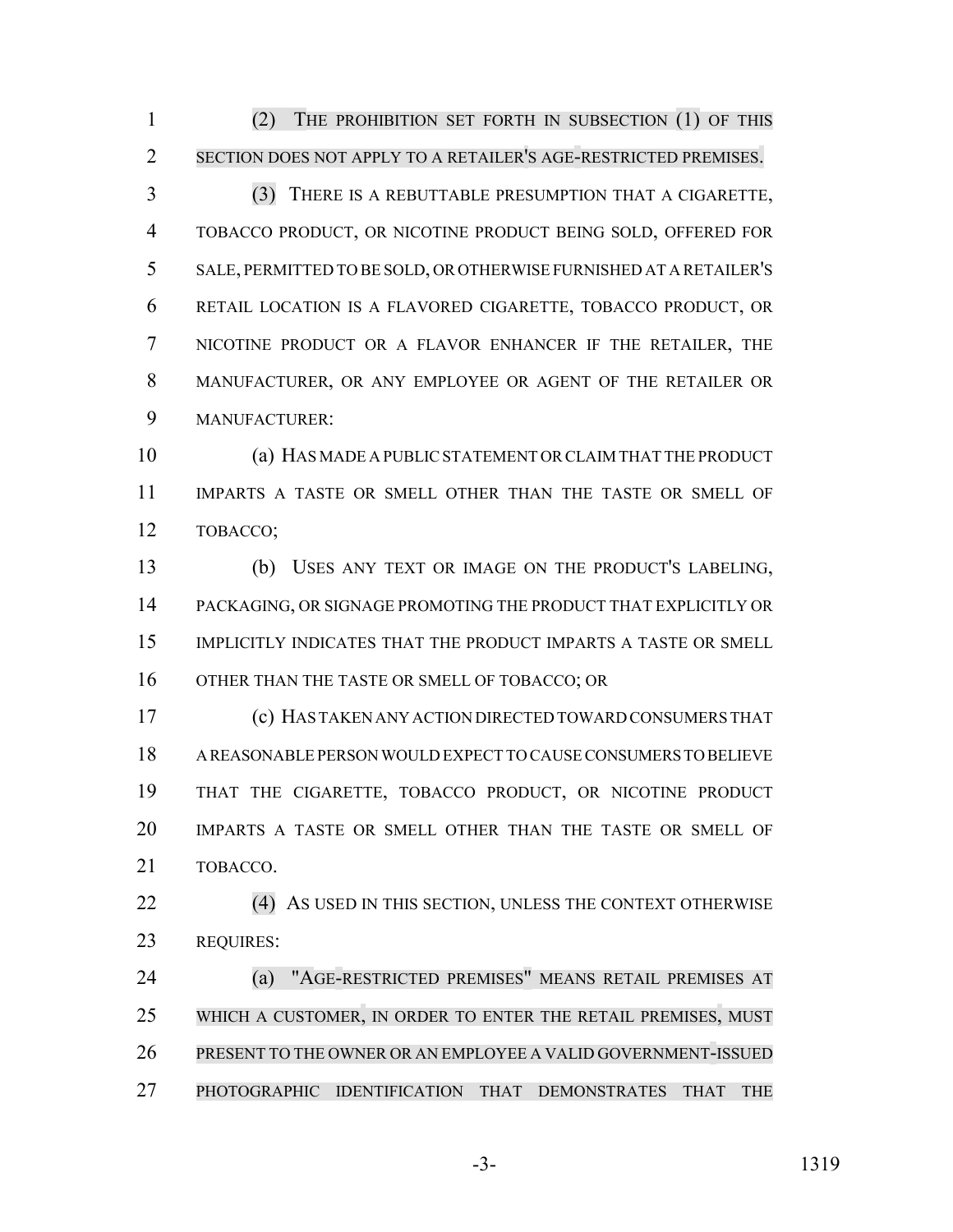(2) THE PROHIBITION SET FORTH IN SUBSECTION (1) OF THIS SECTION DOES NOT APPLY TO A RETAILER'S AGE-RESTRICTED PREMISES.

(3) THERE IS A REBUTTABLE PRESUMPTION THAT A CIGARETTE, TOBACCO PRODUCT, OR NICOTINE PRODUCT BEING SOLD, OFFERED FOR SALE, PERMITTED TO BE SOLD, OR OTHERWISE FURNISHED AT A RETAILER'S RETAIL LOCATION IS A FLAVORED CIGARETTE, TOBACCO PRODUCT, OR NICOTINE PRODUCT OR A FLAVOR ENHANCER IF THE RETAILER, THE MANUFACTURER, OR ANY EMPLOYEE OR AGENT OF THE RETAILER OR MANUFACTURER:

(a) HAS MADE A PUBLIC STATEMENT OR CLAIM THAT THE PRODUCT IMPARTS A TASTE OR SMELL OTHER THAN THE TASTE OR SMELL OF TOBACCO;

(b) USES ANY TEXT OR IMAGE ON THE PRODUCT'S LABELING, PACKAGING, OR SIGNAGE PROMOTING THE PRODUCT THAT EXPLICITLY OR IMPLICITLY INDICATES THAT THE PRODUCT IMPARTS A TASTE OR SMELL OTHER THAN THE TASTE OR SMELL OF TOBACCO; OR

(c) HAS TAKEN ANY ACTION DIRECTED TOWARD CONSUMERS THAT A REASONABLE PERSON WOULD EXPECT TO CAUSE CONSUMERS TO BELIEVE THAT THE CIGARETTE, TOBACCO PRODUCT, OR NICOTINE PRODUCT IMPARTS A TASTE OR SMELL OTHER THAN THE TASTE OR SMELL OF TOBACCO.

(4) AS USED IN THIS SECTION, UNLESS THE CONTEXT OTHERWISE REQUIRES:

(a) "AGE-RESTRICTED PREMISES" MEANS RETAIL PREMISES AT WHICH A CUSTOMER, IN ORDER TO ENTER THE RETAIL PREMISES, MUST PRESENT TO THE OWNER OR AN EMPLOYEE A VALID GOVERNMENT-ISSUED PHOTOGRAPHIC IDENTIFICATION THAT DEMONSTRATES THAT THE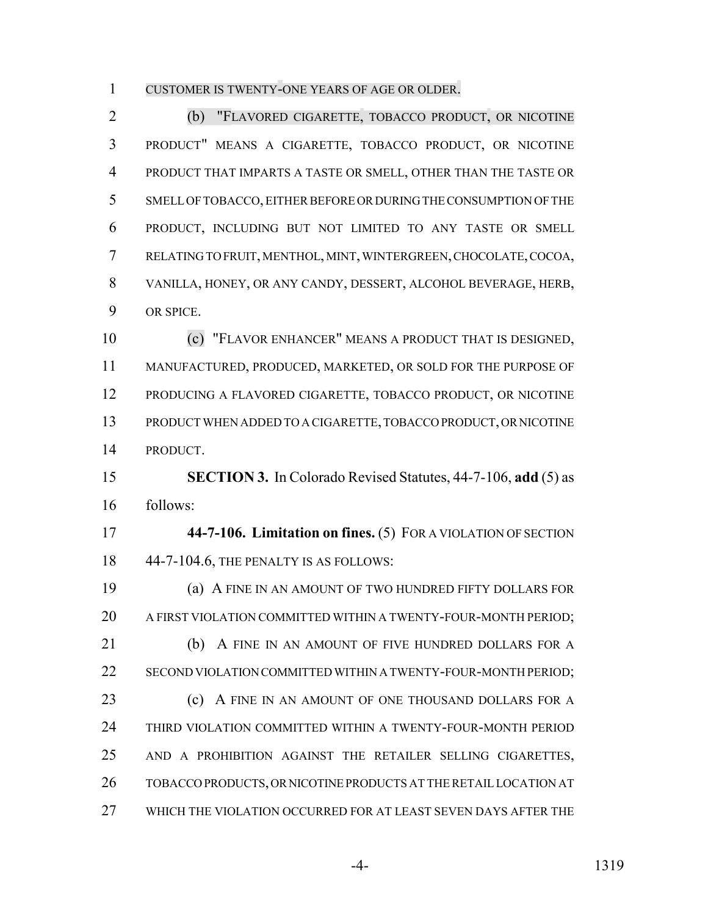CUSTOMER IS TWENTY-ONE YEARS OF AGE OR OLDER.

(b) "FLAVORED CIGARETTE, TOBACCO PRODUCT, OR NICOTINE PRODUCT" MEANS A CIGARETTE, TOBACCO PRODUCT, OR NICOTINE PRODUCT THAT IMPARTS A TASTE OR SMELL, OTHER THAN THE TASTE OR SMELL OF TOBACCO, EITHER BEFORE OR DURING THE CONSUMPTION OF THE PRODUCT, INCLUDING BUT NOT LIMITED TO ANY TASTE OR SMELL RELATING TO FRUIT, MENTHOL, MINT, WINTERGREEN, CHOCOLATE, COCOA, VANILLA, HONEY, OR ANY CANDY, DESSERT, ALCOHOL BEVERAGE, HERB, OR SPICE.

(c) "FLAVOR ENHANCER" MEANS A PRODUCT THAT IS DESIGNED, MANUFACTURED, PRODUCED, MARKETED, OR SOLD FOR THE PURPOSE OF PRODUCING A FLAVORED CIGARETTE, TOBACCO PRODUCT, OR NICOTINE PRODUCT WHEN ADDED TO A CIGARETTE, TOBACCO PRODUCT, OR NICOTINE PRODUCT.

**SECTION 3.** In Colorado Revised Statutes, 44-7-106, **add** (5) as follows:

**44-7-106. Limitation on fines.** (5) FOR A VIOLATION OF SECTION 44-7-104.6, THE PENALTY IS AS FOLLOWS:

(a) A FINE IN AN AMOUNT OF TWO HUNDRED FIFTY DOLLARS FOR A FIRST VIOLATION COMMITTED WITHIN A TWENTY-FOUR-MONTH PERIOD;

(b) A FINE IN AN AMOUNT OF FIVE HUNDRED DOLLARS FOR A SECOND VIOLATION COMMITTED WITHIN A TWENTY-FOUR-MONTH PERIOD;

(c) A FINE IN AN AMOUNT OF ONE THOUSAND DOLLARS FOR A THIRD VIOLATION COMMITTED WITHIN A TWENTY-FOUR-MONTH PERIOD AND A PROHIBITION AGAINST THE RETAILER SELLING CIGARETTES, TOBACCO PRODUCTS, OR NICOTINE PRODUCTS AT THE RETAIL LOCATION AT WHICH THE VIOLATION OCCURRED FOR AT LEAST SEVEN DAYS AFTER THE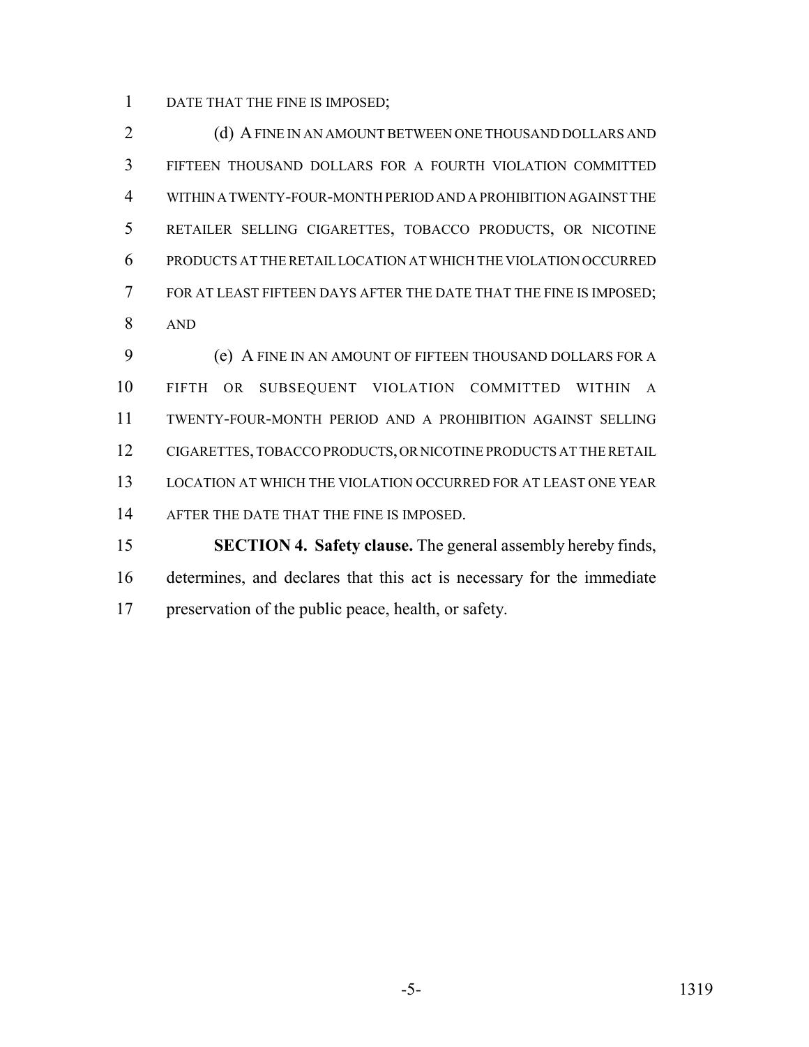DATE THAT THE FINE IS IMPOSED;

(d) A FINE IN AN AMOUNT BETWEEN ONE THOUSAND DOLLARS AND FIFTEEN THOUSAND DOLLARS FOR A FOURTH VIOLATION COMMITTED WITHIN A TWENTY-FOUR-MONTH PERIOD AND A PROHIBITION AGAINST THE RETAILER SELLING CIGARETTES, TOBACCO PRODUCTS, OR NICOTINE PRODUCTS AT THE RETAIL LOCATION AT WHICH THE VIOLATION OCCURRED FOR AT LEAST FIFTEEN DAYS AFTER THE DATE THAT THE FINE IS IMPOSED; AND

(e) A FINE IN AN AMOUNT OF FIFTEEN THOUSAND DOLLARS FOR A FIFTH OR SUBSEQUENT VIOLATION COMMITTED WITHIN A TWENTY-FOUR-MONTH PERIOD AND A PROHIBITION AGAINST SELLING CIGARETTES, TOBACCO PRODUCTS, OR NICOTINE PRODUCTS AT THE RETAIL LOCATION AT WHICH THE VIOLATION OCCURRED FOR AT LEAST ONE YEAR AFTER THE DATE THAT THE FINE IS IMPOSED.

**SECTION 4. Safety clause.** The general assembly hereby finds, determines, and declares that this act is necessary for the immediate preservation of the public peace, health, or safety.